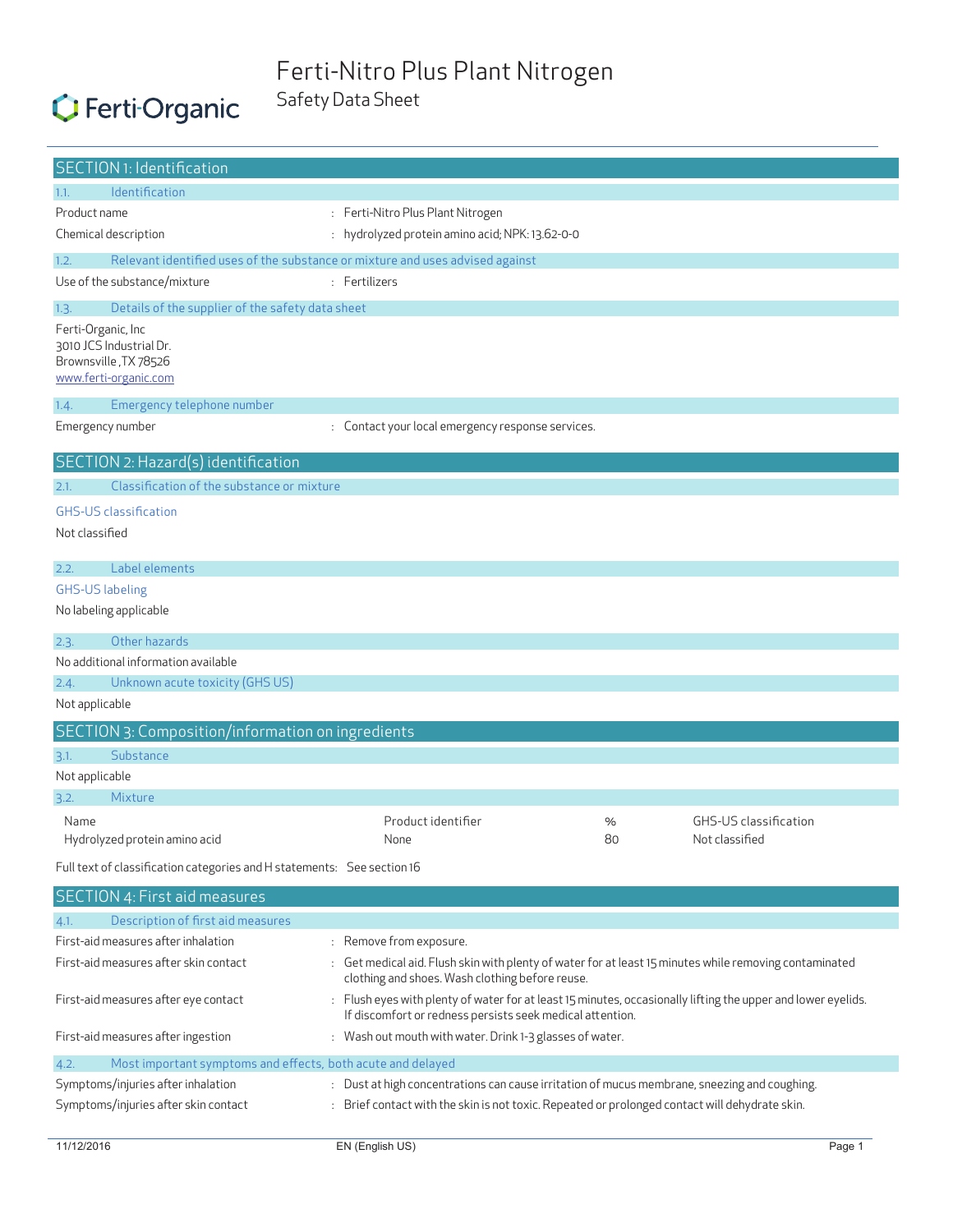# Ferti-Nitro Plus Plant Nitrogen

Ferti-Organic

Safety Data Sheet

## SECTION 1: Identification

### 1.1. Identification

| | |
|---|---|
| Product name | : Ferti-Nitro Plus Plant Nitrogen |
| Chemical description | : hydrolyzed protein amino acid; NPK: 13.62-0-0 |

### 1.2. Relevant identified uses of the substance or mixture and uses advised against

| | |
|---|---|
| Use of the substance/mixture | : Fertilizers |

### 1.3. Details of the supplier of the safety data sheet

Ferti-Organic, Inc
3010 JCS Industrial Dr.
Brownsville ,TX 78526
www.ferti-organic.com

### 1.4. Emergency telephone number

| | |
|---|---|
| Emergency number | : Contact your local emergency response services. |

## SECTION 2: Hazard(s) identification

### 2.1. Classification of the substance or mixture

GHS-US classification

Not classified

### 2.2. Label elements

GHS-US labeling

No labeling applicable

### 2.3. Other hazards

No additional information available

### 2.4. Unknown acute toxicity (GHS US)

Not applicable

## SECTION 3: Composition/information on ingredients

### 3.1. Substance

Not applicable

### 3.2. Mixture

| Name | Product identifier | % | GHS-US classification |
|---|---|---|---|
| Hydrolyzed protein amino acid | None | 80 | Not classified |

Full text of classification categories and H statements: See section 16

## SECTION 4: First aid measures

### 4.1. Description of first aid measures

| | |
|---|---|
| First-aid measures after inhalation | : Remove from exposure. |
| First-aid measures after skin contact | : Get medical aid. Flush skin with plenty of water for at least 15 minutes while removing contaminated clothing and shoes. Wash clothing before reuse. |
| First-aid measures after eye contact | : Flush eyes with plenty of water for at least 15 minutes, occasionally lifting the upper and lower eyelids. If discomfort or redness persists seek medical attention. |
| First-aid measures after ingestion | : Wash out mouth with water. Drink 1-3 glasses of water. |

### 4.2. Most important symptoms and effects, both acute and delayed

| | |
|---|---|
| Symptoms/injuries after inhalation | : Dust at high concentrations can cause irritation of mucus membrane, sneezing and coughing. |
| Symptoms/injuries after skin contact | : Brief contact with the skin is not toxic. Repeated or prolonged contact will dehydrate skin. |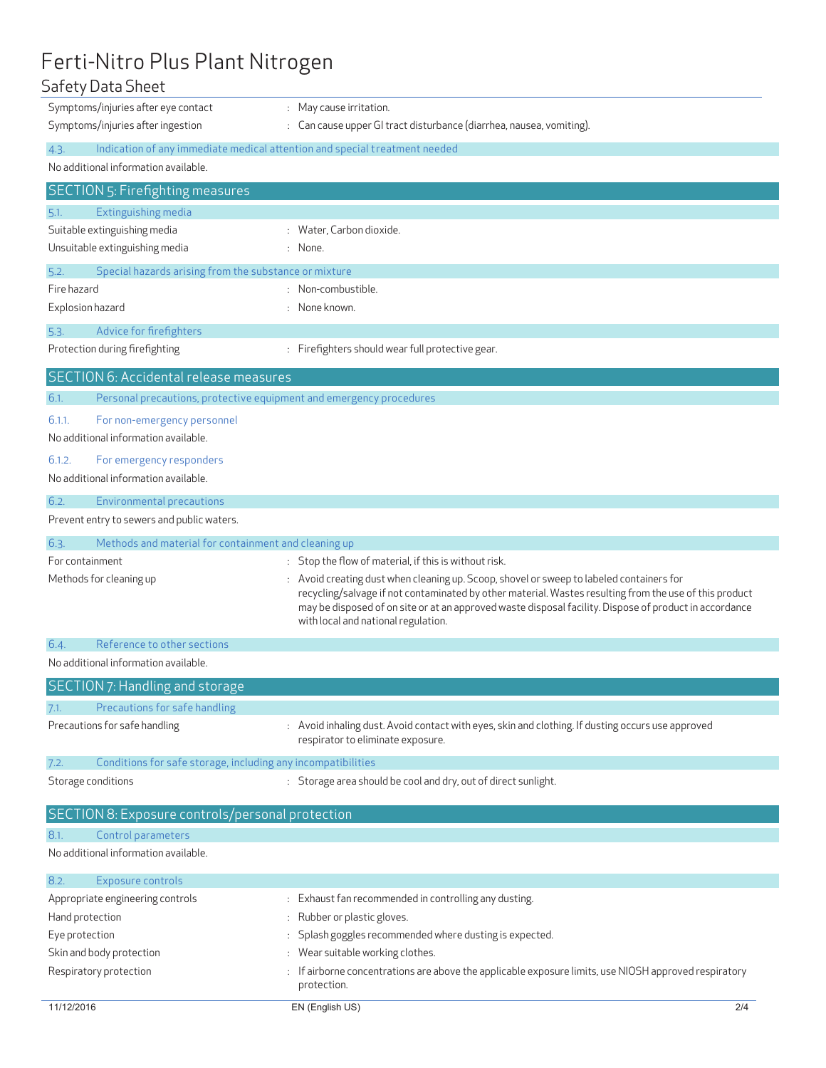| | |
|---|---|
| Symptoms/injuries after eye contact | : May cause irritation. |
| Symptoms/injuries after ingestion | : Can cause upper GI tract disturbance (diarrhea, nausea, vomiting). |

### 4.3. Indication of any immediate medical attention and special treatment needed

No additional information available.

## SECTION 5: Firefighting measures

### 5.1. Extinguishing media

| | |
|---|---|
| Suitable extinguishing media | : Water, Carbon dioxide. |
| Unsuitable extinguishing media | : None. |

### 5.2. Special hazards arising from the substance or mixture

| | |
|---|---|
| Fire hazard | : Non-combustible. |
| Explosion hazard | : None known. |

### 5.3. Advice for firefighters

| | |
|---|---|
| Protection during firefighting | : Firefighters should wear full protective gear. |

## SECTION 6: Accidental release measures

### 6.1. Personal precautions, protective equipment and emergency procedures

#### 6.1.1. For non-emergency personnel

No additional information available.

#### 6.1.2. For emergency responders

No additional information available.

### 6.2. Environmental precautions

Prevent entry to sewers and public waters.

### 6.3. Methods and material for containment and cleaning up

| | |
|---|---|
| For containment | : Stop the flow of material, if this is without risk. |
| Methods for cleaning up | : Avoid creating dust when cleaning up. Scoop, shovel or sweep to labeled containers for recycling/salvage if not contaminated by other material. Wastes resulting from the use of this product may be disposed of on site or at an approved waste disposal facility. Dispose of product in accordance with local and national regulation. |

### 6.4. Reference to other sections

No additional information available.

## SECTION 7: Handling and storage

### 7.1. Precautions for safe handling

| | |
|---|---|
| Precautions for safe handling | : Avoid inhaling dust. Avoid contact with eyes, skin and clothing. If dusting occurs use approved respirator to eliminate exposure. |

### 7.2. Conditions for safe storage, including any incompatibilities

| | |
|---|---|
| Storage conditions | : Storage area should be cool and dry, out of direct sunlight. |

## SECTION 8: Exposure controls/personal protection

### 8.1. Control parameters

No additional information available.

### 8.2. Exposure controls

| | |
|---|---|
| Appropriate engineering controls | : Exhaust fan recommended in controlling any dusting. |
| Hand protection | : Rubber or plastic gloves. |
| Eye protection | : Splash goggles recommended where dusting is expected. |
| Skin and body protection | : Wear suitable working clothes. |
| Respiratory protection | : If airborne concentrations are above the applicable exposure limits, use NIOSH approved respiratory protection. |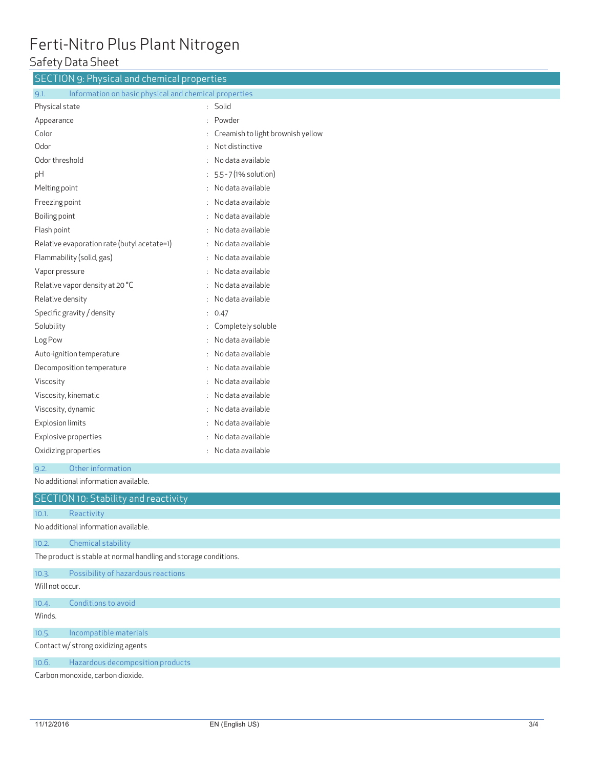## SECTION 9: Physical and chemical properties

### 9.1. Information on basic physical and chemical properties

| Property | Value |
|---|---|
| Physical state | Solid |
| Appearance | Powder |
| Color | Creamish to light brownish yellow |
| Odor | Not distinctive |
| Odor threshold | No data available |
| pH | 5.5 - 7 (1% solution) |
| Melting point | No data available |
| Freezing point | No data available |
| Boiling point | No data available |
| Flash point | No data available |
| Relative evaporation rate (butyl acetate=1) | No data available |
| Flammability (solid, gas) | No data available |
| Vapor pressure | No data available |
| Relative vapor density at 20 °C | No data available |
| Relative density | No data available |
| Specific gravity / density | 0.47 |
| Solubility | Completely soluble |
| Log Pow | No data available |
| Auto-ignition temperature | No data available |
| Decomposition temperature | No data available |
| Viscosity | No data available |
| Viscosity, kinematic | No data available |
| Viscosity, dynamic | No data available |
| Explosion limits | No data available |
| Explosive properties | No data available |
| Oxidizing properties | No data available |

### 9.2. Other information

No additional information available.

## SECTION 10: Stability and reactivity

### 10.1. Reactivity

No additional information available.

### 10.2. Chemical stability

The product is stable at normal handling and storage conditions.

### 10.3. Possibility of hazardous reactions

Will not occur.

### 10.4. Conditions to avoid

Winds.

### 10.5. Incompatible materials

Contact w/ strong oxidizing agents

### 10.6. Hazardous decomposition products

Carbon monoxide, carbon dioxide.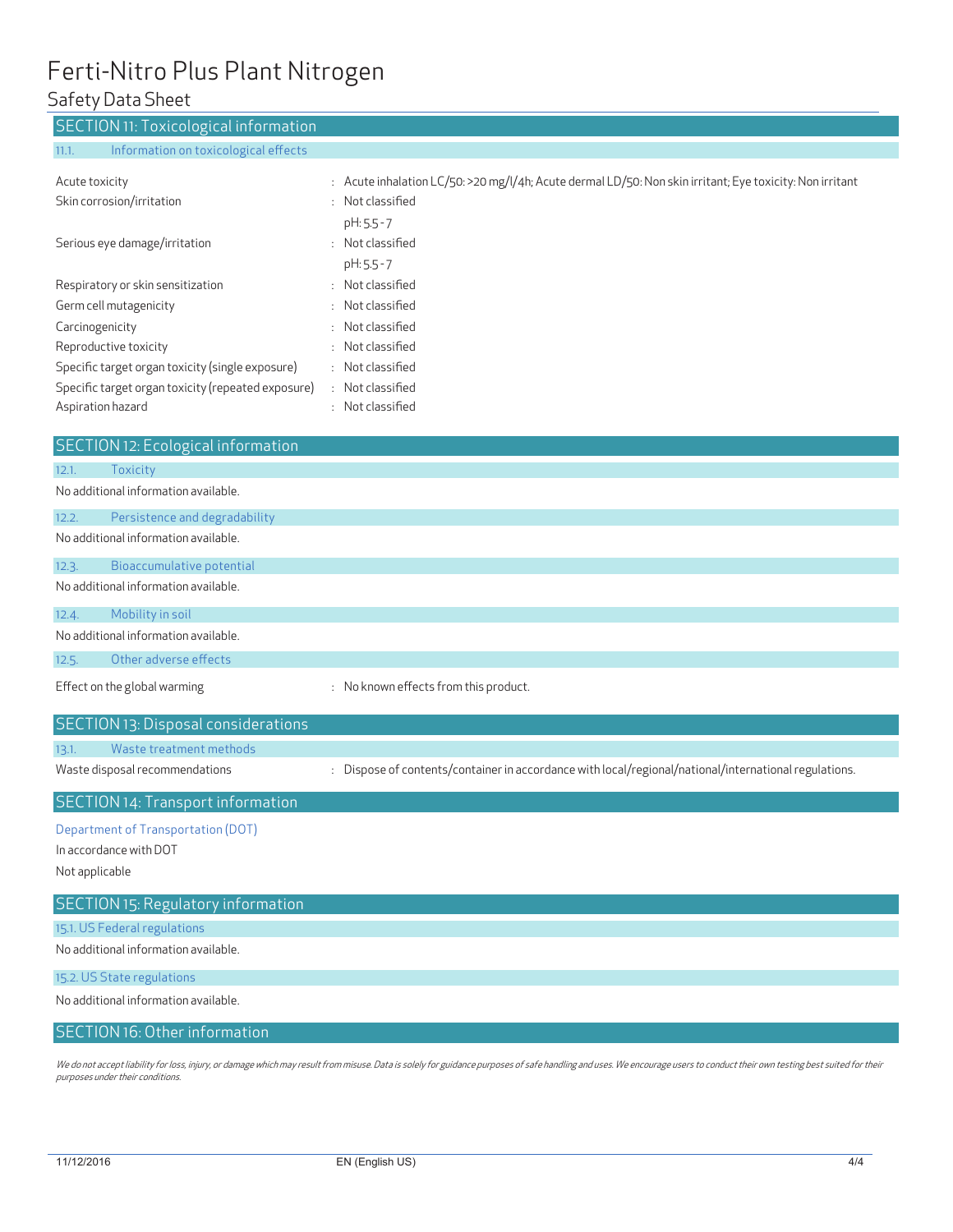# Ferti-Nitro Plus Plant Nitrogen

## Safety Data Sheet

## SECTION 11: Toxicological information

### 11.1. Information on toxicological effects

| | |
|---|---|
| Acute toxicity | : Acute inhalation LC/50: >20 mg/l/4h; Acute dermal LD/50: Non skin irritant; Eye toxicity: Non irritant |
| Skin corrosion/irritation | : Not classified<br>pH: 5.5 - 7 |
| Serious eye damage/irritation | : Not classified<br>pH: 5.5 - 7 |
| Respiratory or skin sensitization | : Not classified |
| Germ cell mutagenicity | : Not classified |
| Carcinogenicity | : Not classified |
| Reproductive toxicity | : Not classified |
| Specific target organ toxicity (single exposure) | : Not classified |
| Specific target organ toxicity (repeated exposure) | : Not classified |
| Aspiration hazard | : Not classified |

## SECTION 12: Ecological information

### 12.1. Toxicity

No additional information available.

### 12.2. Persistence and degradability

No additional information available.

### 12.3. Bioaccumulative potential

No additional information available.

### 12.4. Mobility in soil

No additional information available.

### 12.5. Other adverse effects

Effect on the global warming : No known effects from this product.

## SECTION 13: Disposal considerations

### 13.1. Waste treatment methods

Waste disposal recommendations : Dispose of contents/container in accordance with local/regional/national/international regulations.

## SECTION 14: Transport information

Department of Transportation (DOT)

In accordance with DOT

Not applicable

## SECTION 15: Regulatory information

### 15.1. US Federal regulations

No additional information available.

### 15.2. US State regulations

No additional information available.

## SECTION 16: Other information

*We do not accept liability for loss, injury, or damage which may result from misuse. Data is solely for guidance purposes of safe handling and uses. We encourage users to conduct their own testing best suited for their purposes under their conditions.*

11/12/2016 EN (English US)